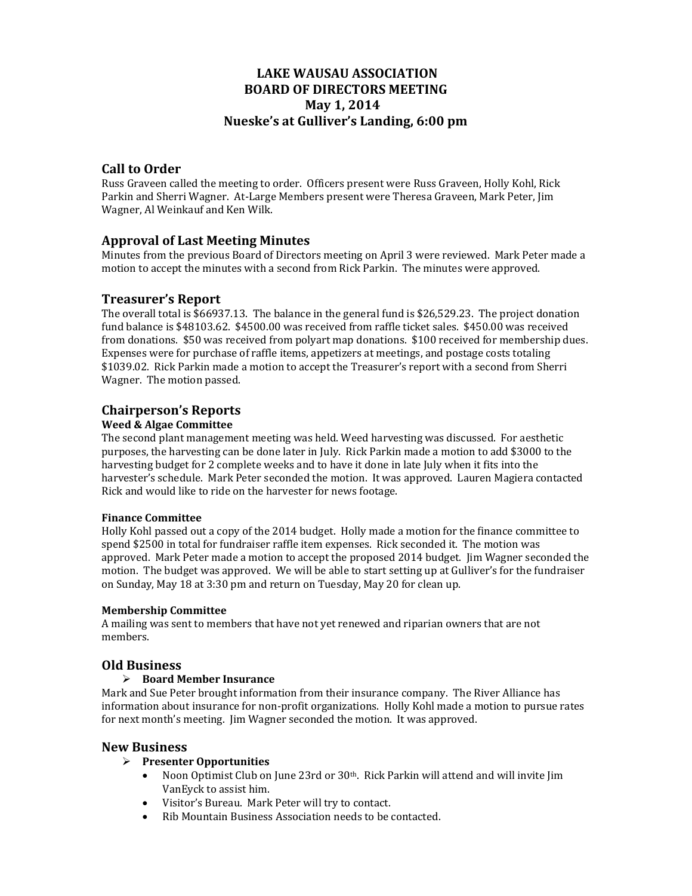# LAKE WAUSAU ASSOCIATION
# BOARD OF DIRECTORS MEETING
# May 1, 2014
# Nueske's at Gulliver's Landing, 6:00 pm

## Call to Order

Russ Graveen called the meeting to order. Officers present were Russ Graveen, Holly Kohl, Rick Parkin and Sherri Wagner. At-Large Members present were Theresa Graveen, Mark Peter, Jim Wagner, Al Weinkauf and Ken Wilk.

## Approval of Last Meeting Minutes

Minutes from the previous Board of Directors meeting on April 3 were reviewed. Mark Peter made a motion to accept the minutes with a second from Rick Parkin. The minutes were approved.

## Treasurer's Report

The overall total is $66937.13. The balance in the general fund is $26,529.23. The project donation fund balance is $48103.62. $4500.00 was received from raffle ticket sales. $450.00 was received from donations. $50 was received from polyart map donations. $100 received for membership dues. Expenses were for purchase of raffle items, appetizers at meetings, and postage costs totaling $1039.02. Rick Parkin made a motion to accept the Treasurer's report with a second from Sherri Wagner. The motion passed.

## Chairperson's Reports

### Weed & Algae Committee

The second plant management meeting was held. Weed harvesting was discussed. For aesthetic purposes, the harvesting can be done later in July. Rick Parkin made a motion to add $3000 to the harvesting budget for 2 complete weeks and to have it done in late July when it fits into the harvester's schedule. Mark Peter seconded the motion. It was approved. Lauren Magiera contacted Rick and would like to ride on the harvester for news footage.

### Finance Committee

Holly Kohl passed out a copy of the 2014 budget. Holly made a motion for the finance committee to spend $2500 in total for fundraiser raffle item expenses. Rick seconded it. The motion was approved. Mark Peter made a motion to accept the proposed 2014 budget. Jim Wagner seconded the motion. The budget was approved. We will be able to start setting up at Gulliver's for the fundraiser on Sunday, May 18 at 3:30 pm and return on Tuesday, May 20 for clean up.

### Membership Committee

A mailing was sent to members that have not yet renewed and riparian owners that are not members.

## Old Business

- **Board Member Insurance**

Mark and Sue Peter brought information from their insurance company. The River Alliance has information about insurance for non-profit organizations. Holly Kohl made a motion to pursue rates for next month's meeting. Jim Wagner seconded the motion. It was approved.

## New Business

- **Presenter Opportunities**
  - Noon Optimist Club on June 23rd or 30th. Rick Parkin will attend and will invite Jim VanEyck to assist him.
  - Visitor's Bureau. Mark Peter will try to contact.
  - Rib Mountain Business Association needs to be contacted.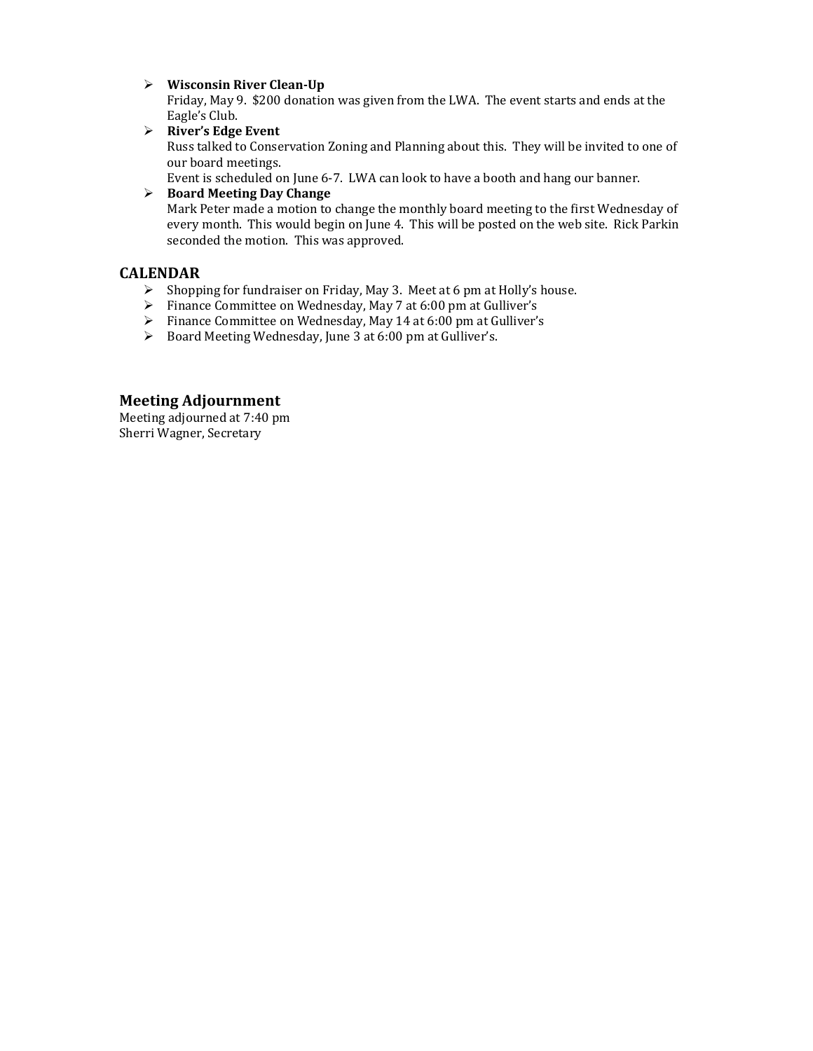- **Wisconsin River Clean-Up**
  Friday, May 9. $200 donation was given from the LWA. The event starts and ends at the Eagle's Club.
- **River's Edge Event**
  Russ talked to Conservation Zoning and Planning about this. They will be invited to one of our board meetings.
  Event is scheduled on June 6-7. LWA can look to have a booth and hang our banner.
- **Board Meeting Day Change**
  Mark Peter made a motion to change the monthly board meeting to the first Wednesday of every month. This would begin on June 4. This will be posted on the web site. Rick Parkin seconded the motion. This was approved.

## CALENDAR

- Shopping for fundraiser on Friday, May 3. Meet at 6 pm at Holly's house.
- Finance Committee on Wednesday, May 7 at 6:00 pm at Gulliver's
- Finance Committee on Wednesday, May 14 at 6:00 pm at Gulliver's
- Board Meeting Wednesday, June 3 at 6:00 pm at Gulliver's.

## Meeting Adjournment

Meeting adjourned at 7:40 pm
Sherri Wagner, Secretary